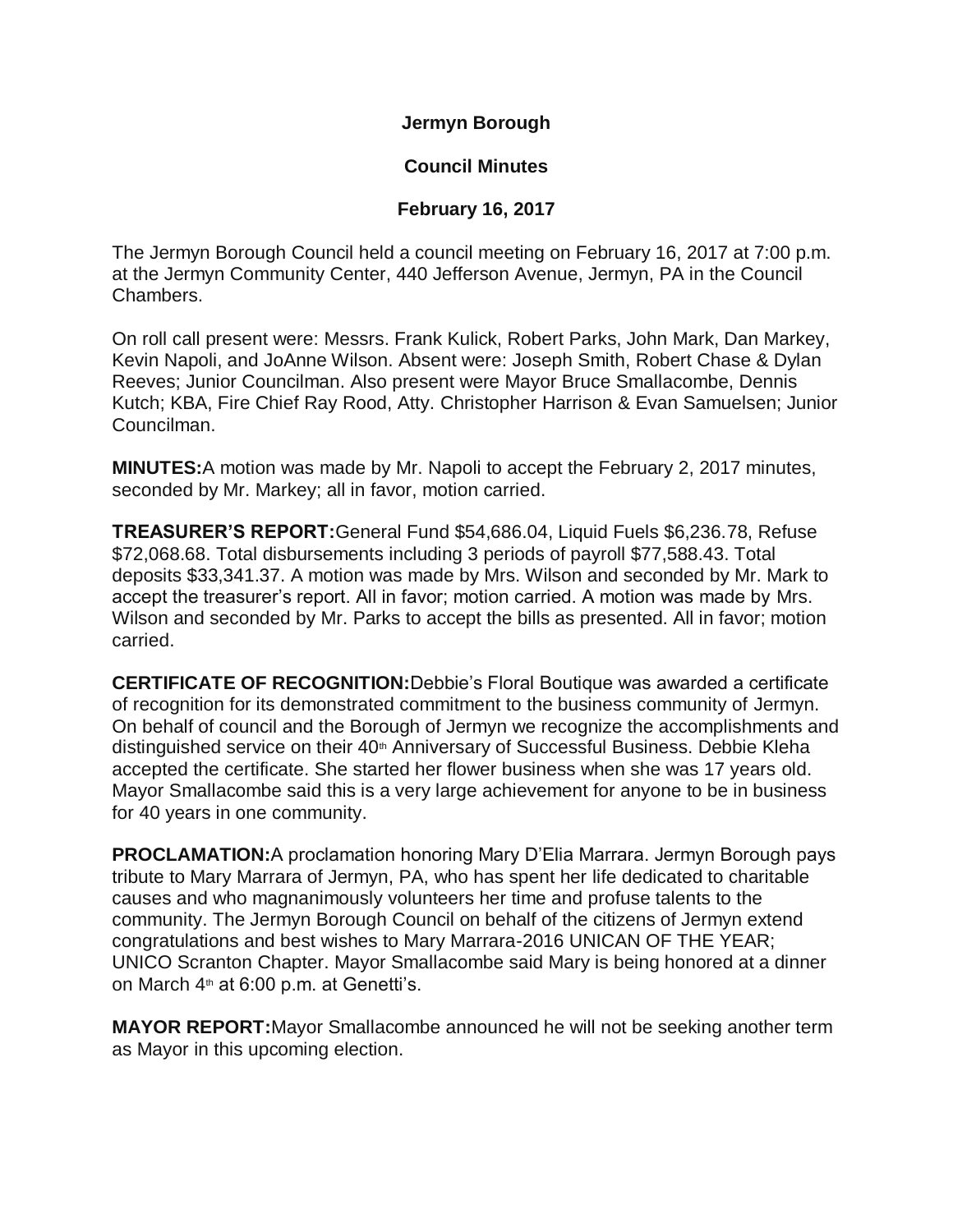**Jermyn Borough**

**Council Minutes**

**February 16, 2017**

The Jermyn Borough Council held a council meeting on February 16, 2017 at 7:00 p.m. at the Jermyn Community Center, 440 Jefferson Avenue, Jermyn, PA in the Council Chambers.

On roll call present were: Messrs. Frank Kulick, Robert Parks, John Mark, Dan Markey, Kevin Napoli, and JoAnne Wilson. Absent were: Joseph Smith, Robert Chase & Dylan Reeves; Junior Councilman. Also present were Mayor Bruce Smallacombe, Dennis Kutch; KBA, Fire Chief Ray Rood, Atty. Christopher Harrison & Evan Samuelsen; Junior Councilman.

**MINUTES:** A motion was made by Mr. Napoli to accept the February 2, 2017 minutes, seconded by Mr. Markey; all in favor, motion carried.

**TREASURER'S REPORT:** General Fund $54,686.04, Liquid Fuels $6,236.78, Refuse $72,068.68. Total disbursements including 3 periods of payroll $77,588.43. Total deposits $33,341.37. A motion was made by Mrs. Wilson and seconded by Mr. Mark to accept the treasurer's report. All in favor; motion carried. A motion was made by Mrs. Wilson and seconded by Mr. Parks to accept the bills as presented. All in favor; motion carried.

**CERTIFICATE OF RECOGNITION:** Debbie's Floral Boutique was awarded a certificate of recognition for its demonstrated commitment to the business community of Jermyn. On behalf of council and the Borough of Jermyn we recognize the accomplishments and distinguished service on their 40th Anniversary of Successful Business. Debbie Kleha accepted the certificate. She started her flower business when she was 17 years old. Mayor Smallacombe said this is a very large achievement for anyone to be in business for 40 years in one community.

**PROCLAMATION:** A proclamation honoring Mary D'Elia Marrara. Jermyn Borough pays tribute to Mary Marrara of Jermyn, PA, who has spent her life dedicated to charitable causes and who magnanimously volunteers her time and profuse talents to the community. The Jermyn Borough Council on behalf of the citizens of Jermyn extend congratulations and best wishes to Mary Marrara-2016 UNICAN OF THE YEAR; UNICO Scranton Chapter. Mayor Smallacombe said Mary is being honored at a dinner on March 4th at 6:00 p.m. at Genetti's.

**MAYOR REPORT:** Mayor Smallacombe announced he will not be seeking another term as Mayor in this upcoming election.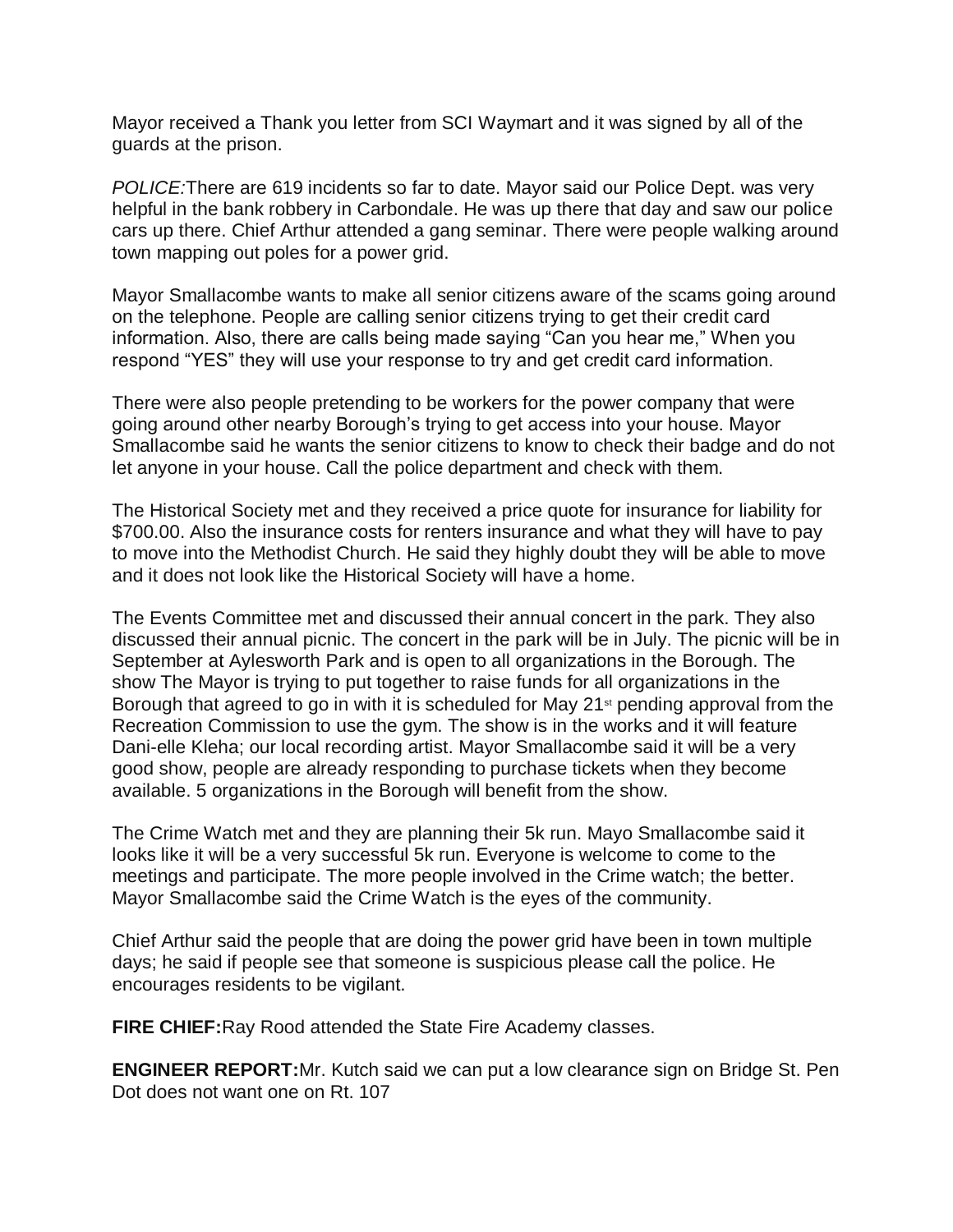Mayor received a Thank you letter from SCI Waymart and it was signed by all of the guards at the prison.

*POLICE:*There are 619 incidents so far to date. Mayor said our Police Dept. was very helpful in the bank robbery in Carbondale. He was up there that day and saw our police cars up there. Chief Arthur attended a gang seminar. There were people walking around town mapping out poles for a power grid.

Mayor Smallacombe wants to make all senior citizens aware of the scams going around on the telephone. People are calling senior citizens trying to get their credit card information. Also, there are calls being made saying "Can you hear me," When you respond "YES" they will use your response to try and get credit card information.

There were also people pretending to be workers for the power company that were going around other nearby Borough's trying to get access into your house. Mayor Smallacombe said he wants the senior citizens to know to check their badge and do not let anyone in your house. Call the police department and check with them.

The Historical Society met and they received a price quote for insurance for liability for $700.00. Also the insurance costs for renters insurance and what they will have to pay to move into the Methodist Church. He said they highly doubt they will be able to move and it does not look like the Historical Society will have a home.

The Events Committee met and discussed their annual concert in the park. They also discussed their annual picnic. The concert in the park will be in July. The picnic will be in September at Aylesworth Park and is open to all organizations in the Borough. The show The Mayor is trying to put together to raise funds for all organizations in the Borough that agreed to go in with it is scheduled for May 21st pending approval from the Recreation Commission to use the gym. The show is in the works and it will feature Dani-elle Kleha; our local recording artist. Mayor Smallacombe said it will be a very good show, people are already responding to purchase tickets when they become available. 5 organizations in the Borough will benefit from the show.

The Crime Watch met and they are planning their 5k run. Mayo Smallacombe said it looks like it will be a very successful 5k run. Everyone is welcome to come to the meetings and participate. The more people involved in the Crime watch; the better. Mayor Smallacombe said the Crime Watch is the eyes of the community.

Chief Arthur said the people that are doing the power grid have been in town multiple days; he said if people see that someone is suspicious please call the police. He encourages residents to be vigilant.

**FIRE CHIEF:**Ray Rood attended the State Fire Academy classes.

**ENGINEER REPORT:**Mr. Kutch said we can put a low clearance sign on Bridge St. Pen Dot does not want one on Rt. 107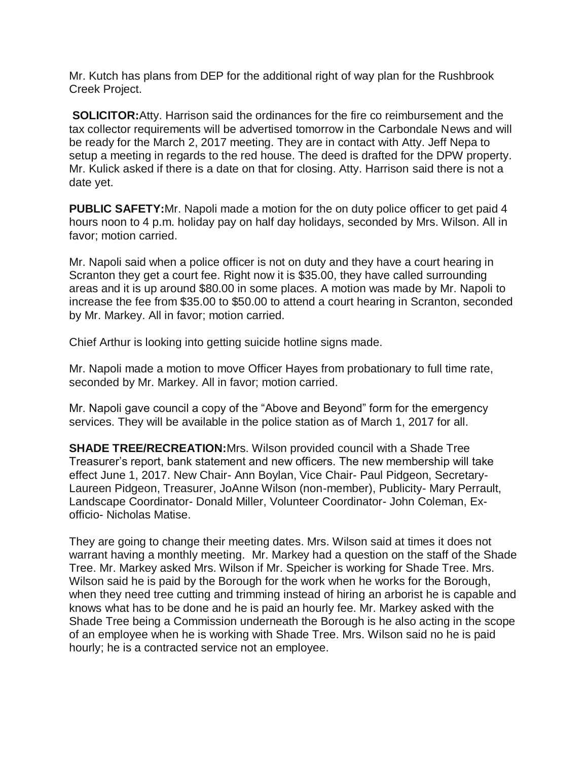Mr. Kutch has plans from DEP for the additional right of way plan for the Rushbrook Creek Project.

**SOLICITOR:** Atty. Harrison said the ordinances for the fire co reimbursement and the tax collector requirements will be advertised tomorrow in the Carbondale News and will be ready for the March 2, 2017 meeting. They are in contact with Atty. Jeff Nepa to setup a meeting in regards to the red house. The deed is drafted for the DPW property. Mr. Kulick asked if there is a date on that for closing. Atty. Harrison said there is not a date yet.

**PUBLIC SAFETY:** Mr. Napoli made a motion for the on duty police officer to get paid 4 hours noon to 4 p.m. holiday pay on half day holidays, seconded by Mrs. Wilson. All in favor; motion carried.

Mr. Napoli said when a police officer is not on duty and they have a court hearing in Scranton they get a court fee. Right now it is $35.00, they have called surrounding areas and it is up around $80.00 in some places. A motion was made by Mr. Napoli to increase the fee from $35.00 to $50.00 to attend a court hearing in Scranton, seconded by Mr. Markey. All in favor; motion carried.

Chief Arthur is looking into getting suicide hotline signs made.

Mr. Napoli made a motion to move Officer Hayes from probationary to full time rate, seconded by Mr. Markey. All in favor; motion carried.

Mr. Napoli gave council a copy of the "Above and Beyond" form for the emergency services. They will be available in the police station as of March 1, 2017 for all.

**SHADE TREE/RECREATION:** Mrs. Wilson provided council with a Shade Tree Treasurer's report, bank statement and new officers. The new membership will take effect June 1, 2017. New Chair- Ann Boylan, Vice Chair- Paul Pidgeon, Secretary-Laureen Pidgeon, Treasurer, JoAnne Wilson (non-member), Publicity- Mary Perrault, Landscape Coordinator- Donald Miller, Volunteer Coordinator- John Coleman, Ex-officio- Nicholas Matise.

They are going to change their meeting dates. Mrs. Wilson said at times it does not warrant having a monthly meeting. Mr. Markey had a question on the staff of the Shade Tree. Mr. Markey asked Mrs. Wilson if Mr. Speicher is working for Shade Tree. Mrs. Wilson said he is paid by the Borough for the work when he works for the Borough, when they need tree cutting and trimming instead of hiring an arborist he is capable and knows what has to be done and he is paid an hourly fee. Mr. Markey asked with the Shade Tree being a Commission underneath the Borough is he also acting in the scope of an employee when he is working with Shade Tree. Mrs. Wilson said no he is paid hourly; he is a contracted service not an employee.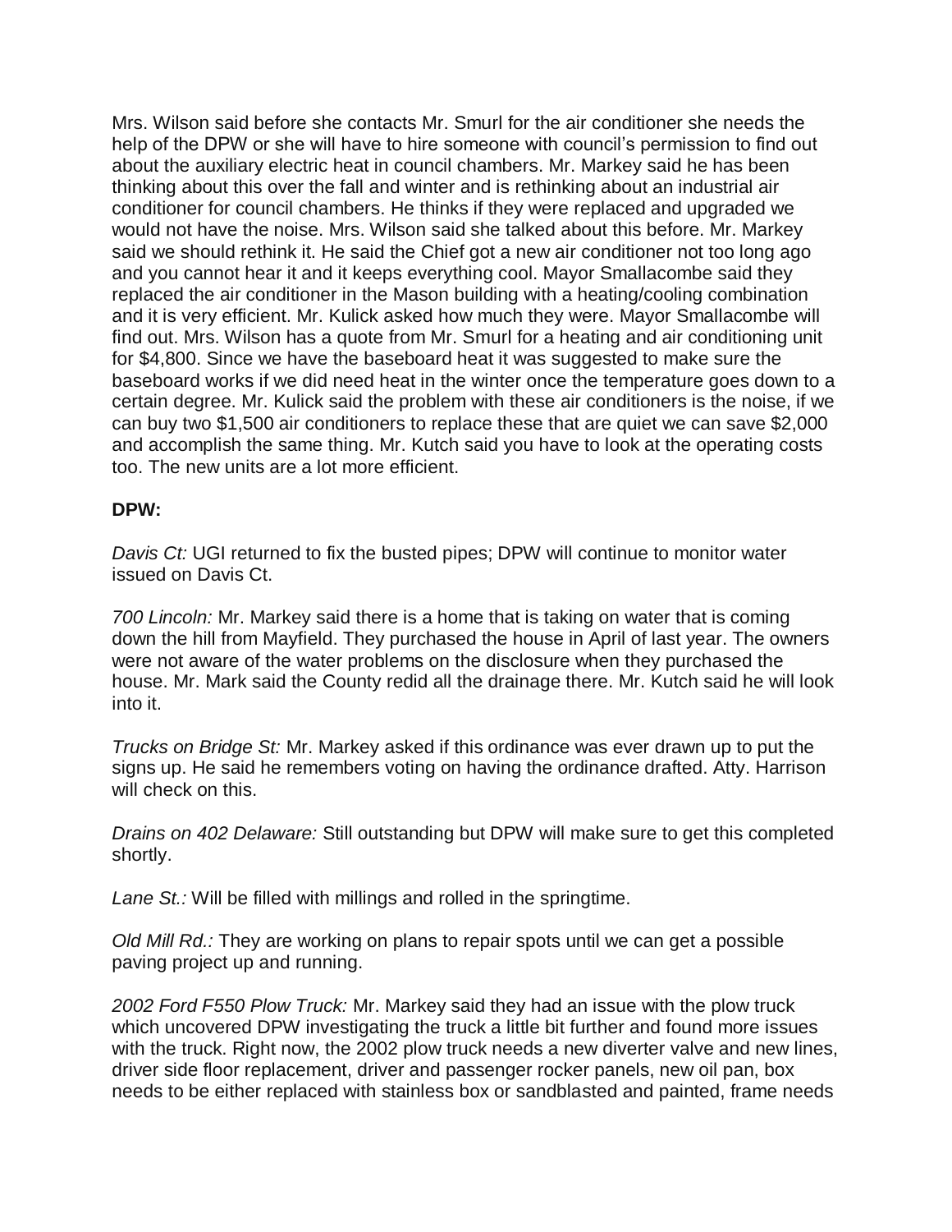Mrs. Wilson said before she contacts Mr. Smurl for the air conditioner she needs the help of the DPW or she will have to hire someone with council's permission to find out about the auxiliary electric heat in council chambers. Mr. Markey said he has been thinking about this over the fall and winter and is rethinking about an industrial air conditioner for council chambers. He thinks if they were replaced and upgraded we would not have the noise. Mrs. Wilson said she talked about this before. Mr. Markey said we should rethink it. He said the Chief got a new air conditioner not too long ago and you cannot hear it and it keeps everything cool. Mayor Smallacombe said they replaced the air conditioner in the Mason building with a heating/cooling combination and it is very efficient. Mr. Kulick asked how much they were. Mayor Smallacombe will find out. Mrs. Wilson has a quote from Mr. Smurl for a heating and air conditioning unit for $4,800. Since we have the baseboard heat it was suggested to make sure the baseboard works if we did need heat in the winter once the temperature goes down to a certain degree. Mr. Kulick said the problem with these air conditioners is the noise, if we can buy two $1,500 air conditioners to replace these that are quiet we can save $2,000 and accomplish the same thing. Mr. Kutch said you have to look at the operating costs too. The new units are a lot more efficient.

**DPW:**

*Davis Ct:* UGI returned to fix the busted pipes; DPW will continue to monitor water issued on Davis Ct.

*700 Lincoln:* Mr. Markey said there is a home that is taking on water that is coming down the hill from Mayfield. They purchased the house in April of last year. The owners were not aware of the water problems on the disclosure when they purchased the house. Mr. Mark said the County redid all the drainage there. Mr. Kutch said he will look into it.

*Trucks on Bridge St:* Mr. Markey asked if this ordinance was ever drawn up to put the signs up. He said he remembers voting on having the ordinance drafted. Atty. Harrison will check on this.

*Drains on 402 Delaware:* Still outstanding but DPW will make sure to get this completed shortly.

*Lane St.:* Will be filled with millings and rolled in the springtime.

*Old Mill Rd.:* They are working on plans to repair spots until we can get a possible paving project up and running.

*2002 Ford F550 Plow Truck:* Mr. Markey said they had an issue with the plow truck which uncovered DPW investigating the truck a little bit further and found more issues with the truck. Right now, the 2002 plow truck needs a new diverter valve and new lines, driver side floor replacement, driver and passenger rocker panels, new oil pan, box needs to be either replaced with stainless box or sandblasted and painted, frame needs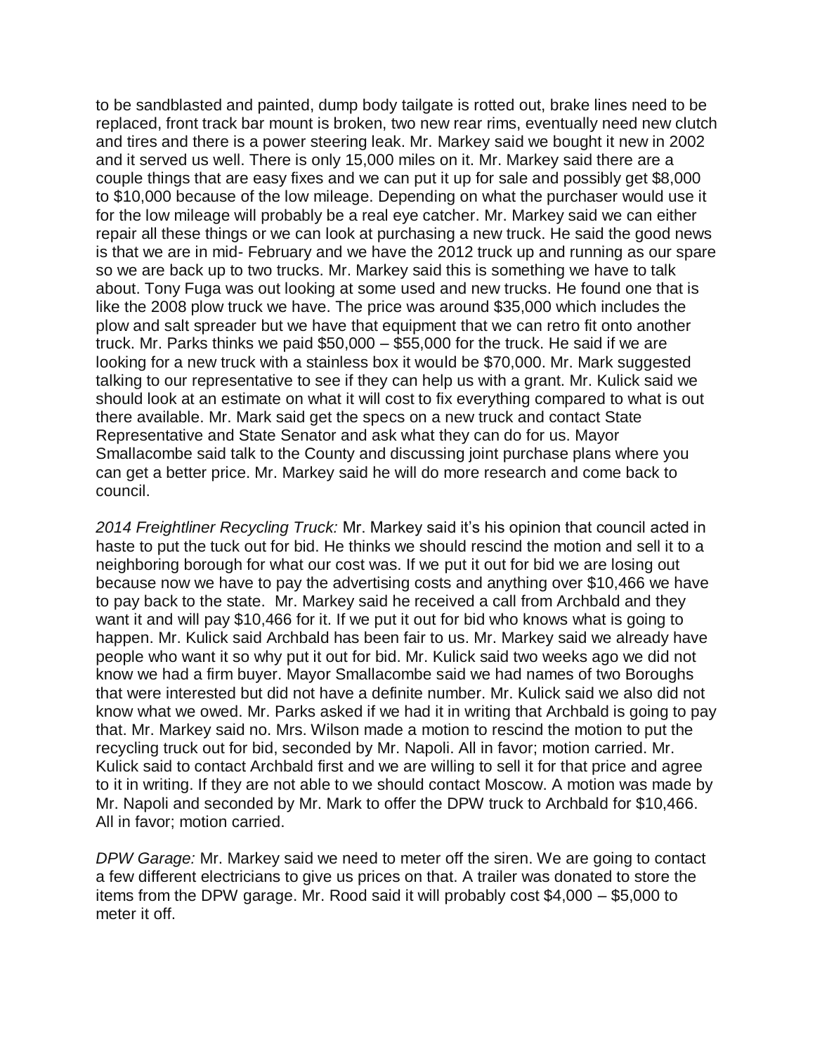to be sandblasted and painted, dump body tailgate is rotted out, brake lines need to be replaced, front track bar mount is broken, two new rear rims, eventually need new clutch and tires and there is a power steering leak. Mr. Markey said we bought it new in 2002 and it served us well. There is only 15,000 miles on it. Mr. Markey said there are a couple things that are easy fixes and we can put it up for sale and possibly get $8,000 to $10,000 because of the low mileage. Depending on what the purchaser would use it for the low mileage will probably be a real eye catcher. Mr. Markey said we can either repair all these things or we can look at purchasing a new truck. He said the good news is that we are in mid- February and we have the 2012 truck up and running as our spare so we are back up to two trucks. Mr. Markey said this is something we have to talk about. Tony Fuga was out looking at some used and new trucks. He found one that is like the 2008 plow truck we have. The price was around $35,000 which includes the plow and salt spreader but we have that equipment that we can retro fit onto another truck. Mr. Parks thinks we paid $50,000 – $55,000 for the truck. He said if we are looking for a new truck with a stainless box it would be $70,000. Mr. Mark suggested talking to our representative to see if they can help us with a grant. Mr. Kulick said we should look at an estimate on what it will cost to fix everything compared to what is out there available. Mr. Mark said get the specs on a new truck and contact State Representative and State Senator and ask what they can do for us. Mayor Smallacombe said talk to the County and discussing joint purchase plans where you can get a better price. Mr. Markey said he will do more research and come back to council.

*2014 Freightliner Recycling Truck:* Mr. Markey said it's his opinion that council acted in haste to put the tuck out for bid. He thinks we should rescind the motion and sell it to a neighboring borough for what our cost was. If we put it out for bid we are losing out because now we have to pay the advertising costs and anything over $10,466 we have to pay back to the state. Mr. Markey said he received a call from Archbald and they want it and will pay $10,466 for it. If we put it out for bid who knows what is going to happen. Mr. Kulick said Archbald has been fair to us. Mr. Markey said we already have people who want it so why put it out for bid. Mr. Kulick said two weeks ago we did not know we had a firm buyer. Mayor Smallacombe said we had names of two Boroughs that were interested but did not have a definite number. Mr. Kulick said we also did not know what we owed. Mr. Parks asked if we had it in writing that Archbald is going to pay that. Mr. Markey said no. Mrs. Wilson made a motion to rescind the motion to put the recycling truck out for bid, seconded by Mr. Napoli. All in favor; motion carried. Mr. Kulick said to contact Archbald first and we are willing to sell it for that price and agree to it in writing. If they are not able to we should contact Moscow. A motion was made by Mr. Napoli and seconded by Mr. Mark to offer the DPW truck to Archbald for $10,466. All in favor; motion carried.

*DPW Garage:* Mr. Markey said we need to meter off the siren. We are going to contact a few different electricians to give us prices on that. A trailer was donated to store the items from the DPW garage. Mr. Rood said it will probably cost $4,000 – $5,000 to meter it off.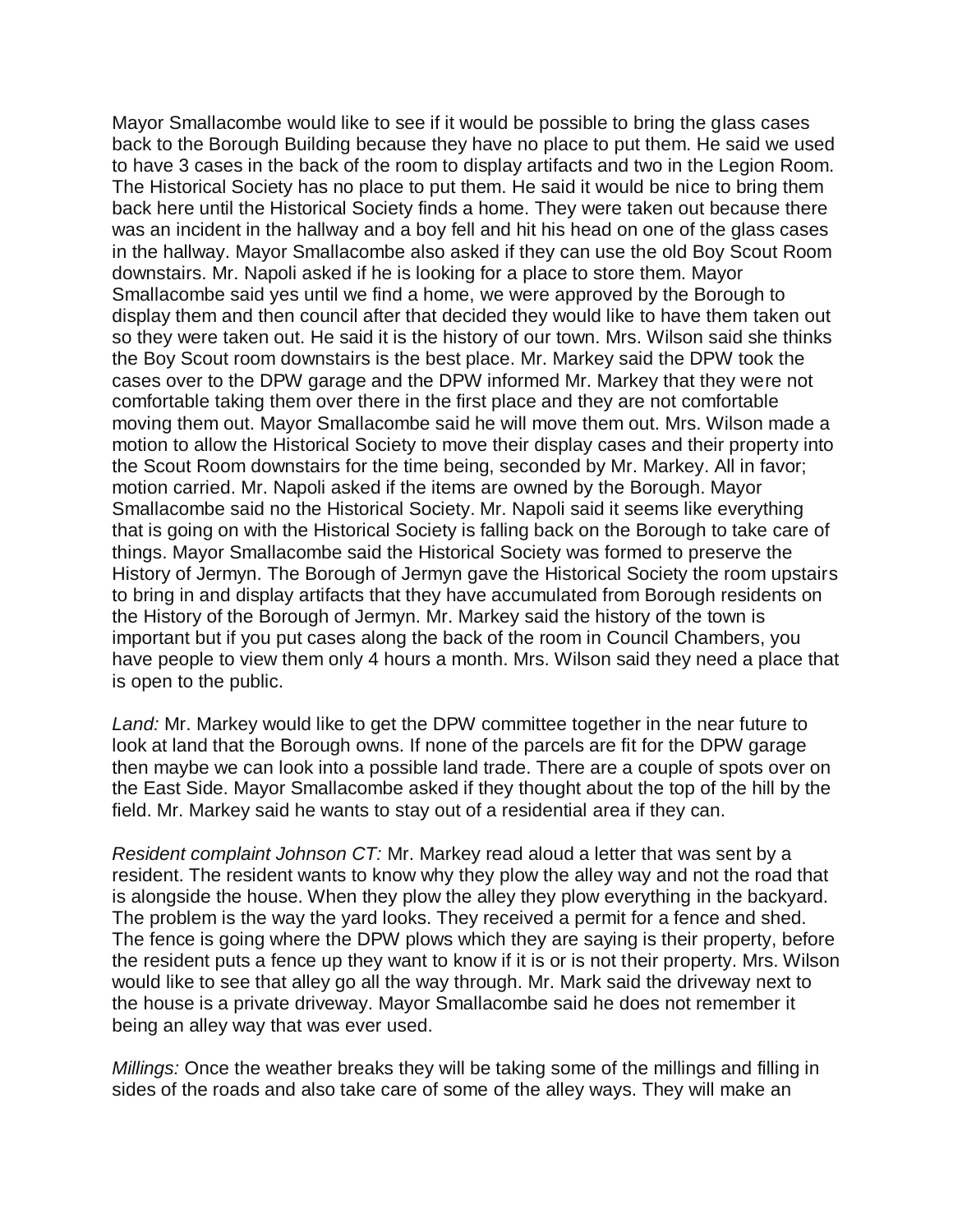Mayor Smallacombe would like to see if it would be possible to bring the glass cases back to the Borough Building because they have no place to put them. He said we used to have 3 cases in the back of the room to display artifacts and two in the Legion Room. The Historical Society has no place to put them. He said it would be nice to bring them back here until the Historical Society finds a home. They were taken out because there was an incident in the hallway and a boy fell and hit his head on one of the glass cases in the hallway. Mayor Smallacombe also asked if they can use the old Boy Scout Room downstairs. Mr. Napoli asked if he is looking for a place to store them. Mayor Smallacombe said yes until we find a home, we were approved by the Borough to display them and then council after that decided they would like to have them taken out so they were taken out. He said it is the history of our town. Mrs. Wilson said she thinks the Boy Scout room downstairs is the best place. Mr. Markey said the DPW took the cases over to the DPW garage and the DPW informed Mr. Markey that they were not comfortable taking them over there in the first place and they are not comfortable moving them out. Mayor Smallacombe said he will move them out. Mrs. Wilson made a motion to allow the Historical Society to move their display cases and their property into the Scout Room downstairs for the time being, seconded by Mr. Markey. All in favor; motion carried. Mr. Napoli asked if the items are owned by the Borough. Mayor Smallacombe said no the Historical Society. Mr. Napoli said it seems like everything that is going on with the Historical Society is falling back on the Borough to take care of things. Mayor Smallacombe said the Historical Society was formed to preserve the History of Jermyn. The Borough of Jermyn gave the Historical Society the room upstairs to bring in and display artifacts that they have accumulated from Borough residents on the History of the Borough of Jermyn. Mr. Markey said the history of the town is important but if you put cases along the back of the room in Council Chambers, you have people to view them only 4 hours a month. Mrs. Wilson said they need a place that is open to the public.

*Land:* Mr. Markey would like to get the DPW committee together in the near future to look at land that the Borough owns. If none of the parcels are fit for the DPW garage then maybe we can look into a possible land trade. There are a couple of spots over on the East Side. Mayor Smallacombe asked if they thought about the top of the hill by the field. Mr. Markey said he wants to stay out of a residential area if they can.

*Resident complaint Johnson CT:* Mr. Markey read aloud a letter that was sent by a resident. The resident wants to know why they plow the alley way and not the road that is alongside the house. When they plow the alley they plow everything in the backyard. The problem is the way the yard looks. They received a permit for a fence and shed. The fence is going where the DPW plows which they are saying is their property, before the resident puts a fence up they want to know if it is or is not their property. Mrs. Wilson would like to see that alley go all the way through. Mr. Mark said the driveway next to the house is a private driveway. Mayor Smallacombe said he does not remember it being an alley way that was ever used.

*Millings:* Once the weather breaks they will be taking some of the millings and filling in sides of the roads and also take care of some of the alley ways. They will make an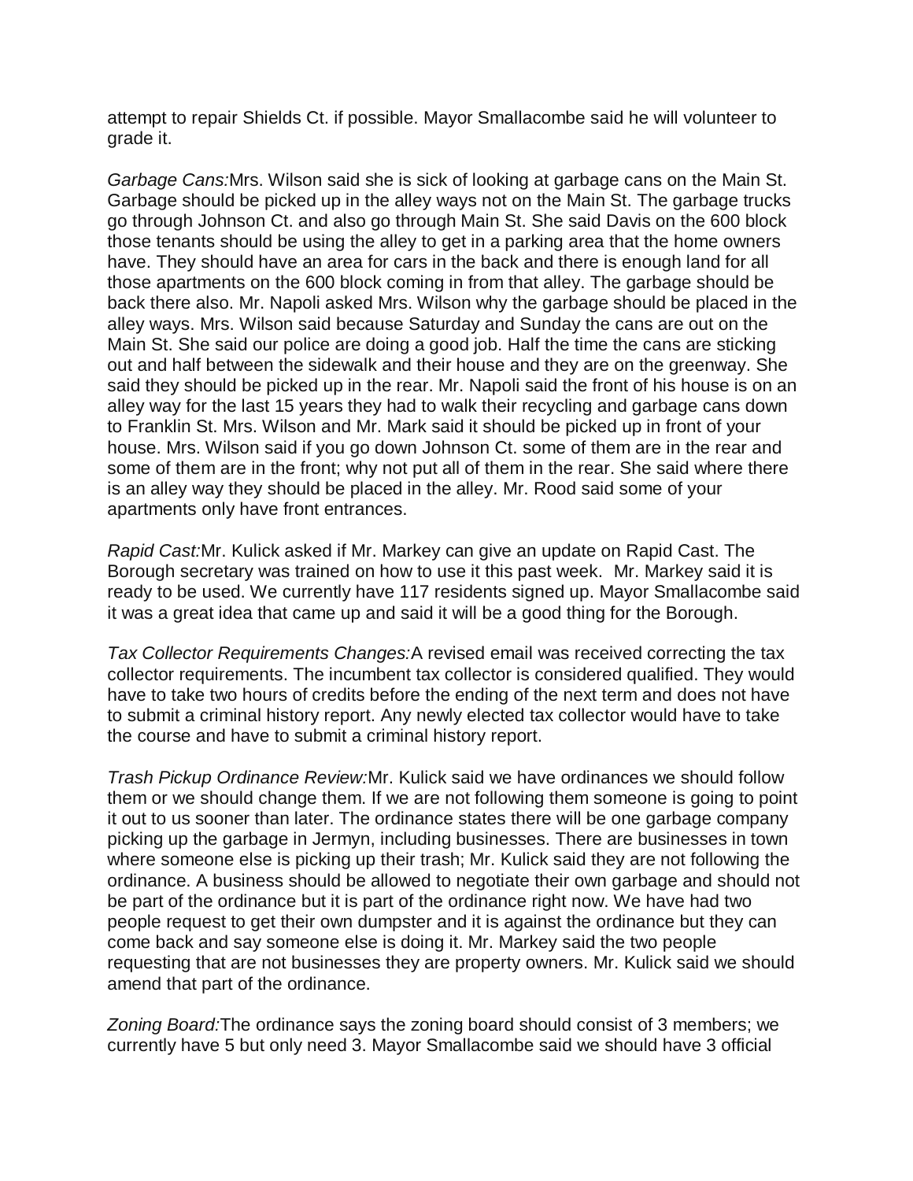attempt to repair Shields Ct. if possible. Mayor Smallacombe said he will volunteer to grade it.

*Garbage Cans:*Mrs. Wilson said she is sick of looking at garbage cans on the Main St. Garbage should be picked up in the alley ways not on the Main St. The garbage trucks go through Johnson Ct. and also go through Main St. She said Davis on the 600 block those tenants should be using the alley to get in a parking area that the home owners have. They should have an area for cars in the back and there is enough land for all those apartments on the 600 block coming in from that alley. The garbage should be back there also. Mr. Napoli asked Mrs. Wilson why the garbage should be placed in the alley ways. Mrs. Wilson said because Saturday and Sunday the cans are out on the Main St. She said our police are doing a good job. Half the time the cans are sticking out and half between the sidewalk and their house and they are on the greenway. She said they should be picked up in the rear. Mr. Napoli said the front of his house is on an alley way for the last 15 years they had to walk their recycling and garbage cans down to Franklin St. Mrs. Wilson and Mr. Mark said it should be picked up in front of your house. Mrs. Wilson said if you go down Johnson Ct. some of them are in the rear and some of them are in the front; why not put all of them in the rear. She said where there is an alley way they should be placed in the alley. Mr. Rood said some of your apartments only have front entrances.

*Rapid Cast:*Mr. Kulick asked if Mr. Markey can give an update on Rapid Cast. The Borough secretary was trained on how to use it this past week. Mr. Markey said it is ready to be used. We currently have 117 residents signed up. Mayor Smallacombe said it was a great idea that came up and said it will be a good thing for the Borough.

*Tax Collector Requirements Changes:*A revised email was received correcting the tax collector requirements. The incumbent tax collector is considered qualified. They would have to take two hours of credits before the ending of the next term and does not have to submit a criminal history report. Any newly elected tax collector would have to take the course and have to submit a criminal history report.

*Trash Pickup Ordinance Review:*Mr. Kulick said we have ordinances we should follow them or we should change them. If we are not following them someone is going to point it out to us sooner than later. The ordinance states there will be one garbage company picking up the garbage in Jermyn, including businesses. There are businesses in town where someone else is picking up their trash; Mr. Kulick said they are not following the ordinance. A business should be allowed to negotiate their own garbage and should not be part of the ordinance but it is part of the ordinance right now. We have had two people request to get their own dumpster and it is against the ordinance but they can come back and say someone else is doing it. Mr. Markey said the two people requesting that are not businesses they are property owners. Mr. Kulick said we should amend that part of the ordinance.

*Zoning Board:*The ordinance says the zoning board should consist of 3 members; we currently have 5 but only need 3. Mayor Smallacombe said we should have 3 official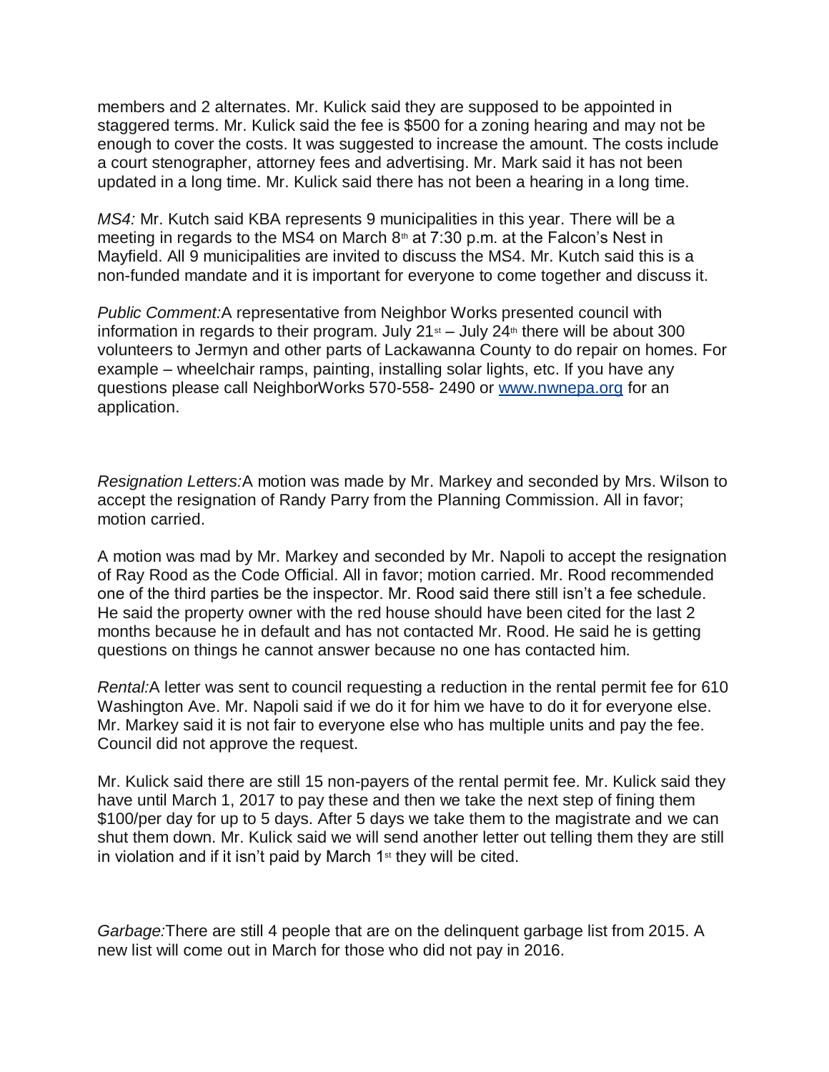members and 2 alternates. Mr. Kulick said they are supposed to be appointed in staggered terms. Mr. Kulick said the fee is $500 for a zoning hearing and may not be enough to cover the costs. It was suggested to increase the amount. The costs include a court stenographer, attorney fees and advertising. Mr. Mark said it has not been updated in a long time. Mr. Kulick said there has not been a hearing in a long time.

*MS4:* Mr. Kutch said KBA represents 9 municipalities in this year. There will be a meeting in regards to the MS4 on March 8th at 7:30 p.m. at the Falcon's Nest in Mayfield. All 9 municipalities are invited to discuss the MS4. Mr. Kutch said this is a non-funded mandate and it is important for everyone to come together and discuss it.

*Public Comment:*A representative from Neighbor Works presented council with information in regards to their program. July 21st – July 24th there will be about 300 volunteers to Jermyn and other parts of Lackawanna County to do repair on homes. For example – wheelchair ramps, painting, installing solar lights, etc. If you have any questions please call NeighborWorks 570-558- 2490 or [www.nwnepa.org](http://www.nwnepa.org) for an application.

*Resignation Letters:*A motion was made by Mr. Markey and seconded by Mrs. Wilson to accept the resignation of Randy Parry from the Planning Commission. All in favor; motion carried.

A motion was mad by Mr. Markey and seconded by Mr. Napoli to accept the resignation of Ray Rood as the Code Official. All in favor; motion carried. Mr. Rood recommended one of the third parties be the inspector. Mr. Rood said there still isn't a fee schedule. He said the property owner with the red house should have been cited for the last 2 months because he in default and has not contacted Mr. Rood. He said he is getting questions on things he cannot answer because no one has contacted him.

*Rental:*A letter was sent to council requesting a reduction in the rental permit fee for 610 Washington Ave. Mr. Napoli said if we do it for him we have to do it for everyone else. Mr. Markey said it is not fair to everyone else who has multiple units and pay the fee. Council did not approve the request.

Mr. Kulick said there are still 15 non-payers of the rental permit fee. Mr. Kulick said they have until March 1, 2017 to pay these and then we take the next step of fining them $100/per day for up to 5 days. After 5 days we take them to the magistrate and we can shut them down. Mr. Kulick said we will send another letter out telling them they are still in violation and if it isn't paid by March 1st they will be cited.

*Garbage:*There are still 4 people that are on the delinquent garbage list from 2015. A new list will come out in March for those who did not pay in 2016.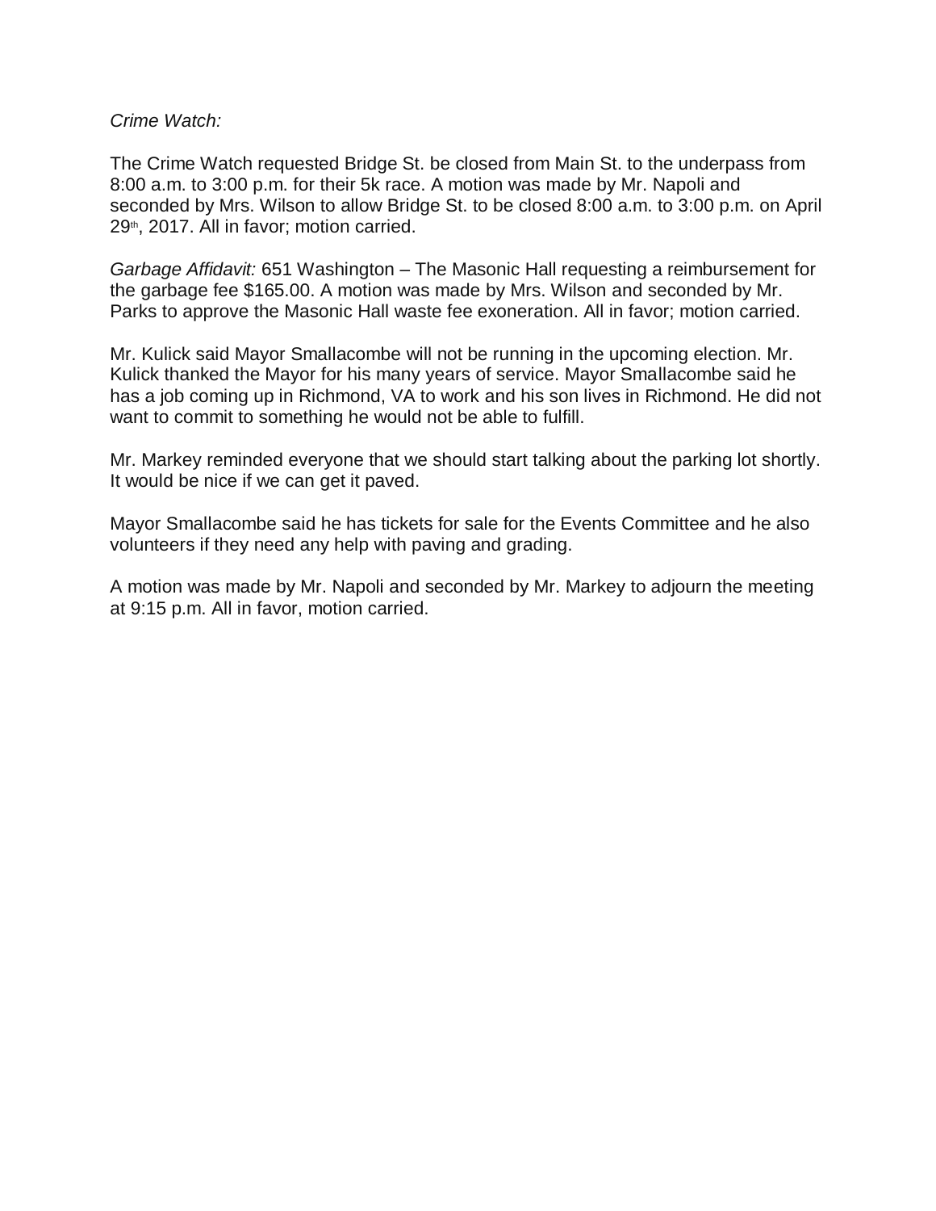*Crime Watch:*

The Crime Watch requested Bridge St. be closed from Main St. to the underpass from 8:00 a.m. to 3:00 p.m. for their 5k race. A motion was made by Mr. Napoli and seconded by Mrs. Wilson to allow Bridge St. to be closed 8:00 a.m. to 3:00 p.m. on April 29th, 2017. All in favor; motion carried.

*Garbage Affidavit:* 651 Washington – The Masonic Hall requesting a reimbursement for the garbage fee $165.00. A motion was made by Mrs. Wilson and seconded by Mr. Parks to approve the Masonic Hall waste fee exoneration. All in favor; motion carried.

Mr. Kulick said Mayor Smallacombe will not be running in the upcoming election. Mr. Kulick thanked the Mayor for his many years of service. Mayor Smallacombe said he has a job coming up in Richmond, VA to work and his son lives in Richmond. He did not want to commit to something he would not be able to fulfill.

Mr. Markey reminded everyone that we should start talking about the parking lot shortly. It would be nice if we can get it paved.

Mayor Smallacombe said he has tickets for sale for the Events Committee and he also volunteers if they need any help with paving and grading.

A motion was made by Mr. Napoli and seconded by Mr. Markey to adjourn the meeting at 9:15 p.m. All in favor, motion carried.